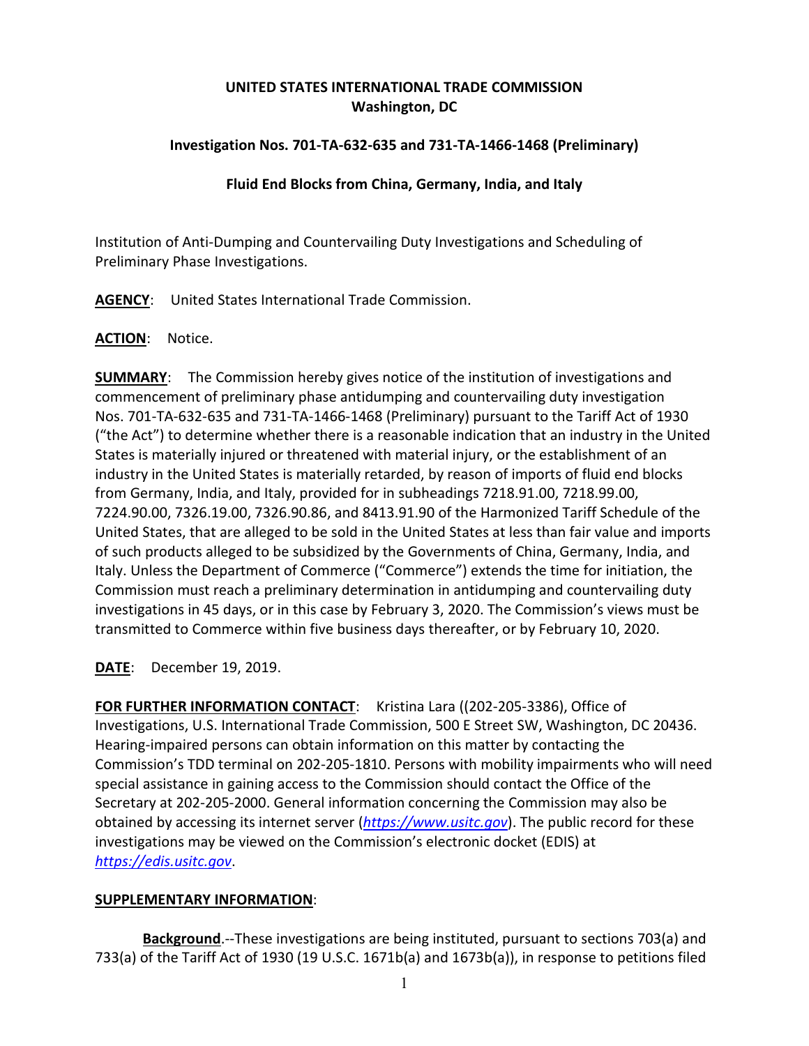**UNITED STATES INTERNATIONAL TRADE COMMISSION**
**Washington, DC**

**Investigation Nos. 701-TA-632-635 and 731-TA-1466-1468 (Preliminary)**

**Fluid End Blocks from China, Germany, India, and Italy**

Institution of Anti-Dumping and Countervailing Duty Investigations and Scheduling of Preliminary Phase Investigations.

**AGENCY**: United States International Trade Commission.

**ACTION**: Notice.

**SUMMARY**: The Commission hereby gives notice of the institution of investigations and commencement of preliminary phase antidumping and countervailing duty investigation Nos. 701-TA-632-635 and 731-TA-1466-1468 (Preliminary) pursuant to the Tariff Act of 1930 ("the Act") to determine whether there is a reasonable indication that an industry in the United States is materially injured or threatened with material injury, or the establishment of an industry in the United States is materially retarded, by reason of imports of fluid end blocks from Germany, India, and Italy, provided for in subheadings 7218.91.00, 7218.99.00, 7224.90.00, 7326.19.00, 7326.90.86, and 8413.91.90 of the Harmonized Tariff Schedule of the United States, that are alleged to be sold in the United States at less than fair value and imports of such products alleged to be subsidized by the Governments of China, Germany, India, and Italy. Unless the Department of Commerce ("Commerce") extends the time for initiation, the Commission must reach a preliminary determination in antidumping and countervailing duty investigations in 45 days, or in this case by February 3, 2020. The Commission's views must be transmitted to Commerce within five business days thereafter, or by February 10, 2020.

**DATE**: December 19, 2019.

**FOR FURTHER INFORMATION CONTACT**: Kristina Lara ((202-205-3386), Office of Investigations, U.S. International Trade Commission, 500 E Street SW, Washington, DC 20436. Hearing-impaired persons can obtain information on this matter by contacting the Commission's TDD terminal on 202-205-1810. Persons with mobility impairments who will need special assistance in gaining access to the Commission should contact the Office of the Secretary at 202-205-2000. General information concerning the Commission may also be obtained by accessing its internet server (*https://www.usitc.gov*). The public record for these investigations may be viewed on the Commission's electronic docket (EDIS) at *https://edis.usitc.gov*.

**SUPPLEMENTARY INFORMATION**:

**Background**.--These investigations are being instituted, pursuant to sections 703(a) and 733(a) of the Tariff Act of 1930 (19 U.S.C. 1671b(a) and 1673b(a)), in response to petitions filed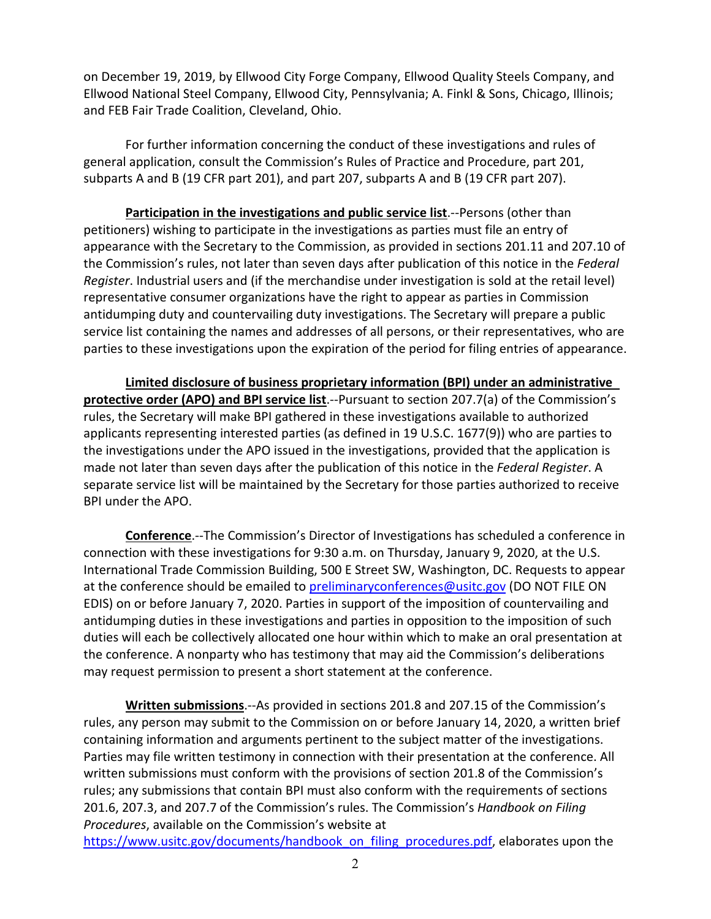on December 19, 2019, by Ellwood City Forge Company, Ellwood Quality Steels Company, and Ellwood National Steel Company, Ellwood City, Pennsylvania; A. Finkl & Sons, Chicago, Illinois; and FEB Fair Trade Coalition, Cleveland, Ohio.

For further information concerning the conduct of these investigations and rules of general application, consult the Commission's Rules of Practice and Procedure, part 201, subparts A and B (19 CFR part 201), and part 207, subparts A and B (19 CFR part 207).

**Participation in the investigations and public service list**.--Persons (other than petitioners) wishing to participate in the investigations as parties must file an entry of appearance with the Secretary to the Commission, as provided in sections 201.11 and 207.10 of the Commission's rules, not later than seven days after publication of this notice in the *Federal Register*. Industrial users and (if the merchandise under investigation is sold at the retail level) representative consumer organizations have the right to appear as parties in Commission antidumping duty and countervailing duty investigations. The Secretary will prepare a public service list containing the names and addresses of all persons, or their representatives, who are parties to these investigations upon the expiration of the period for filing entries of appearance.

**Limited disclosure of business proprietary information (BPI) under an administrative protective order (APO) and BPI service list**.--Pursuant to section 207.7(a) of the Commission's rules, the Secretary will make BPI gathered in these investigations available to authorized applicants representing interested parties (as defined in 19 U.S.C. 1677(9)) who are parties to the investigations under the APO issued in the investigations, provided that the application is made not later than seven days after the publication of this notice in the *Federal Register*. A separate service list will be maintained by the Secretary for those parties authorized to receive BPI under the APO.

**Conference**.--The Commission's Director of Investigations has scheduled a conference in connection with these investigations for 9:30 a.m. on Thursday, January 9, 2020, at the U.S. International Trade Commission Building, 500 E Street SW, Washington, DC. Requests to appear at the conference should be emailed to preliminaryconferences@usitc.gov (DO NOT FILE ON EDIS) on or before January 7, 2020. Parties in support of the imposition of countervailing and antidumping duties in these investigations and parties in opposition to the imposition of such duties will each be collectively allocated one hour within which to make an oral presentation at the conference. A nonparty who has testimony that may aid the Commission's deliberations may request permission to present a short statement at the conference.

**Written submissions**.--As provided in sections 201.8 and 207.15 of the Commission's rules, any person may submit to the Commission on or before January 14, 2020, a written brief containing information and arguments pertinent to the subject matter of the investigations. Parties may file written testimony in connection with their presentation at the conference. All written submissions must conform with the provisions of section 201.8 of the Commission's rules; any submissions that contain BPI must also conform with the requirements of sections 201.6, 207.3, and 207.7 of the Commission's rules. The Commission's *Handbook on Filing Procedures*, available on the Commission's website at https://www.usitc.gov/documents/handbook_on_filing_procedures.pdf, elaborates upon the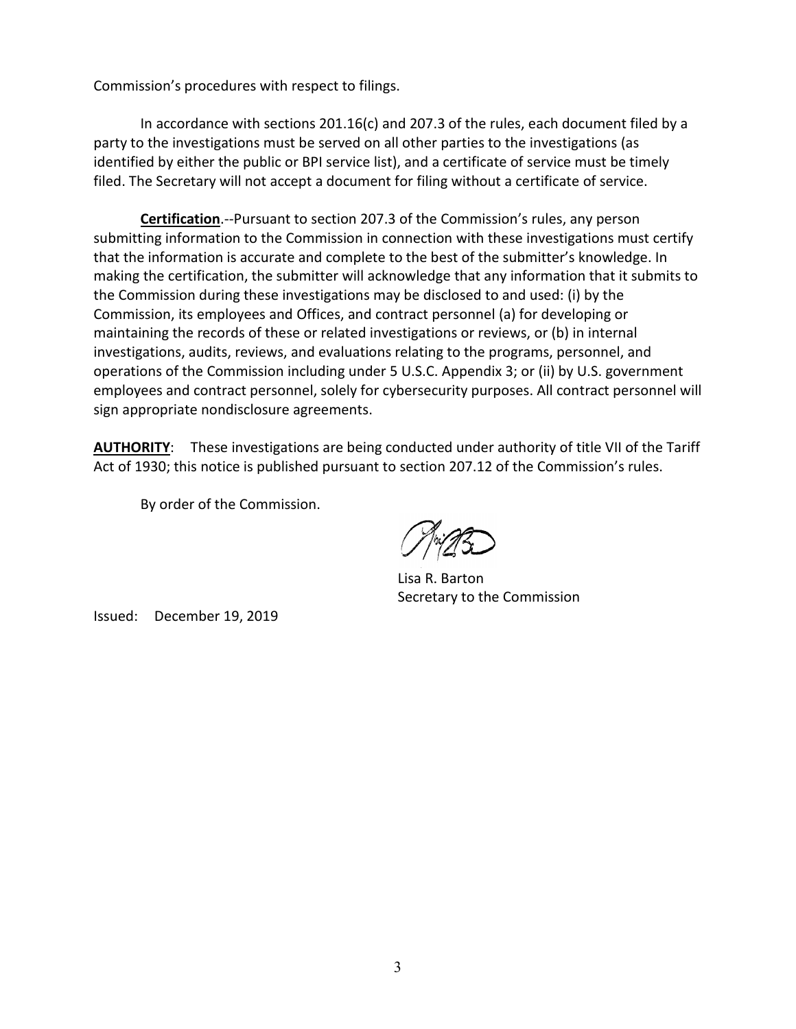Commission's procedures with respect to filings.

In accordance with sections 201.16(c) and 207.3 of the rules, each document filed by a party to the investigations must be served on all other parties to the investigations (as identified by either the public or BPI service list), and a certificate of service must be timely filed. The Secretary will not accept a document for filing without a certificate of service.

**Certification**.--Pursuant to section 207.3 of the Commission's rules, any person submitting information to the Commission in connection with these investigations must certify that the information is accurate and complete to the best of the submitter's knowledge. In making the certification, the submitter will acknowledge that any information that it submits to the Commission during these investigations may be disclosed to and used: (i) by the Commission, its employees and Offices, and contract personnel (a) for developing or maintaining the records of these or related investigations or reviews, or (b) in internal investigations, audits, reviews, and evaluations relating to the programs, personnel, and operations of the Commission including under 5 U.S.C. Appendix 3; or (ii) by U.S. government employees and contract personnel, solely for cybersecurity purposes. All contract personnel will sign appropriate nondisclosure agreements.

**AUTHORITY**: These investigations are being conducted under authority of title VII of the Tariff Act of 1930; this notice is published pursuant to section 207.12 of the Commission's rules.

By order of the Commission.

Lisa R. Barton
Secretary to the Commission

Issued: December 19, 2019